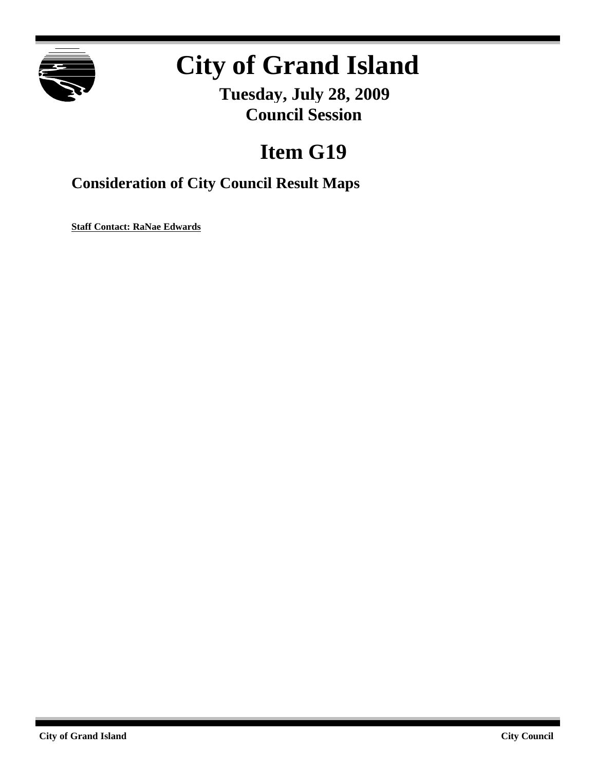# City of Grand Island

**Tuesday, July 28, 2009**
**Council Session**

## Item G19

### Consideration of City Council Result Maps

**Staff Contact: RaNae Edwards**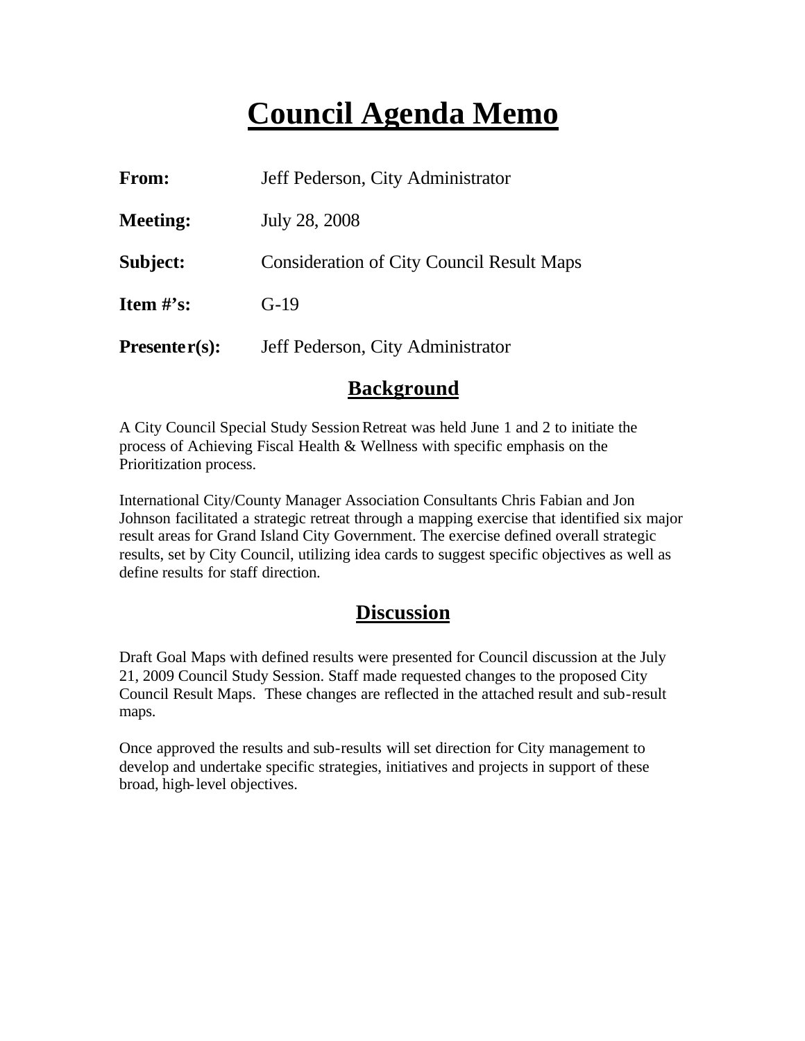# Council Agenda Memo

**From:** Jeff Pederson, City Administrator

**Meeting:** July 28, 2008

**Subject:** Consideration of City Council Result Maps

**Item #'s:** G-19

**Presenter(s):** Jeff Pederson, City Administrator

## Background

A City Council Special Study Session Retreat was held June 1 and 2 to initiate the process of Achieving Fiscal Health & Wellness with specific emphasis on the Prioritization process.

International City/County Manager Association Consultants Chris Fabian and Jon Johnson facilitated a strategic retreat through a mapping exercise that identified six major result areas for Grand Island City Government. The exercise defined overall strategic results, set by City Council, utilizing idea cards to suggest specific objectives as well as define results for staff direction.

## Discussion

Draft Goal Maps with defined results were presented for Council discussion at the July 21, 2009 Council Study Session. Staff made requested changes to the proposed City Council Result Maps. These changes are reflected in the attached result and sub-result maps.

Once approved the results and sub-results will set direction for City management to develop and undertake specific strategies, initiatives and projects in support of these broad, high-level objectives.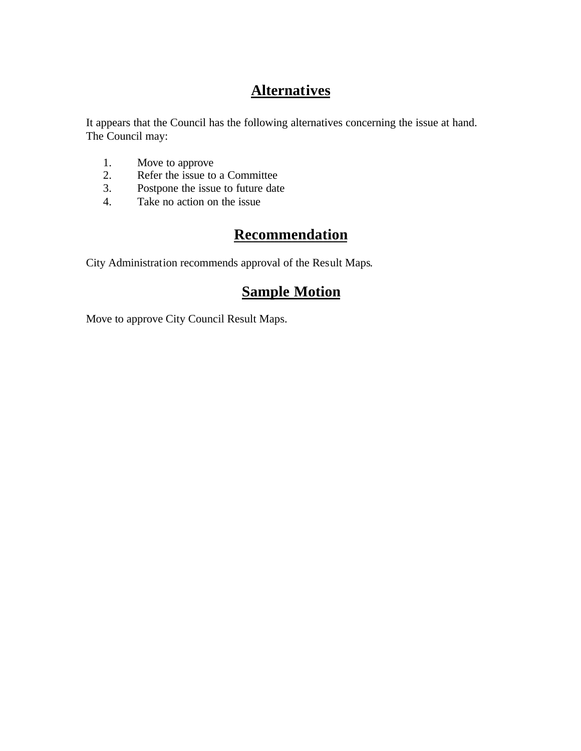## Alternatives

It appears that the Council has the following alternatives concerning the issue at hand. The Council may:

1. Move to approve
2. Refer the issue to a Committee
3. Postpone the issue to future date
4. Take no action on the issue

## Recommendation

City Administration recommends approval of the Result Maps.

## Sample Motion

Move to approve City Council Result Maps.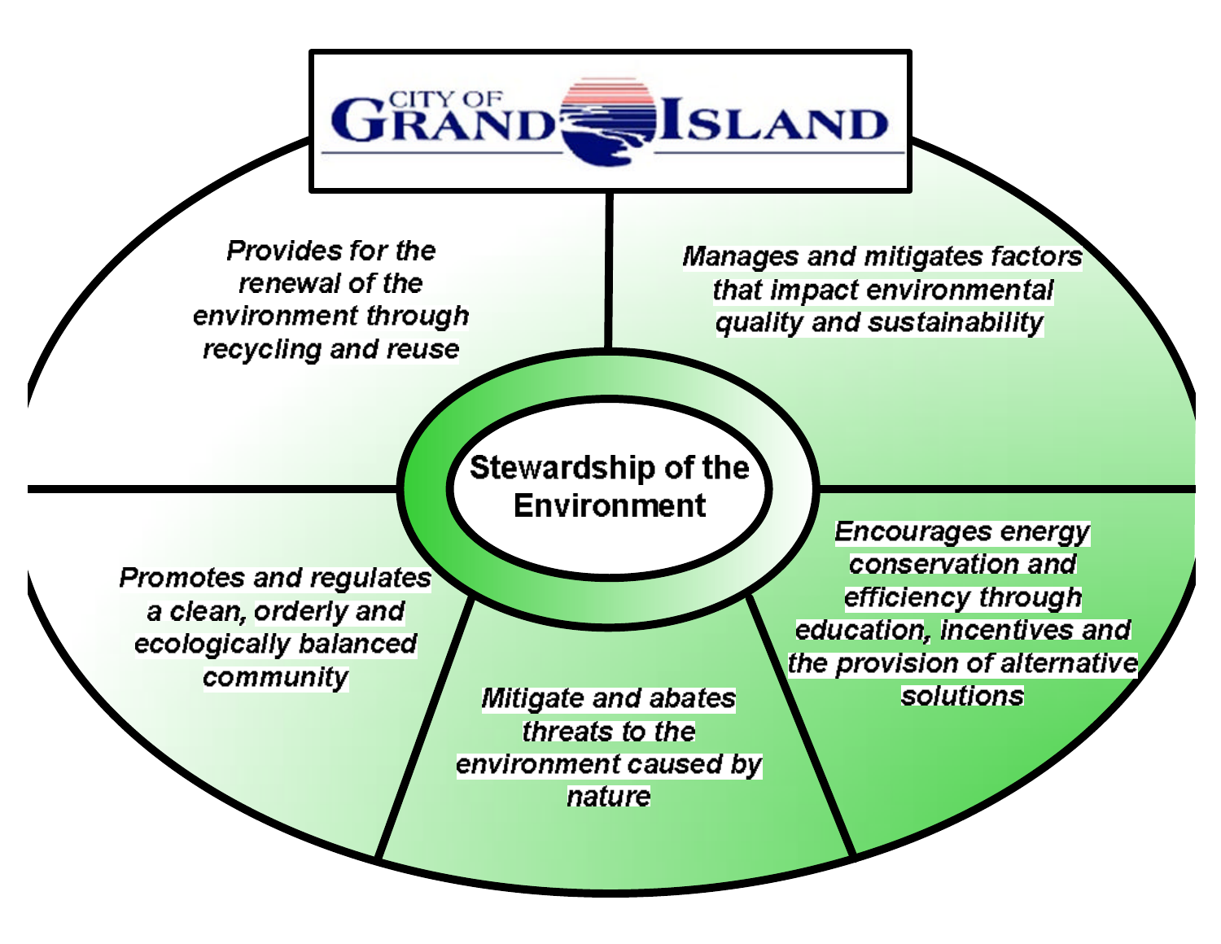CITY OF GRAND ISLAND

**Stewardship of the Environment**

*Provides for the renewal of the environment through recycling and reuse*

*Manages and mitigates factors that impact environmental quality and sustainability*

*Promotes and regulates a clean, orderly and ecologically balanced community*

*Encourages energy conservation and efficiency through education, incentives and the provision of alternative solutions*

*Mitigate and abates threats to the environment caused by nature*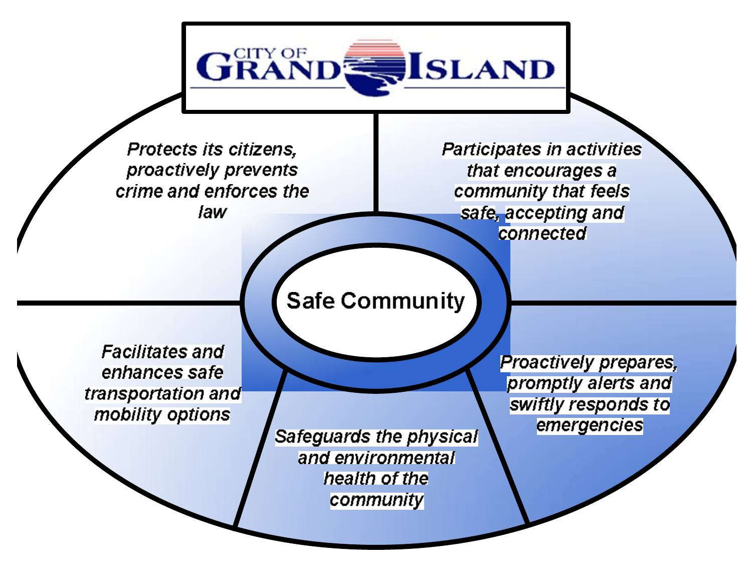CITY OF GRAND ISLAND

**Safe Community**

*Protects its citizens, proactively prevents crime and enforces the law*

*Participates in activities that encourages a community that feels safe, accepting and connected*

*Facilitates and enhances safe transportation and mobility options*

*Safeguards the physical and environmental health of the community*

*Proactively prepares, promptly alerts and swiftly responds to emergencies*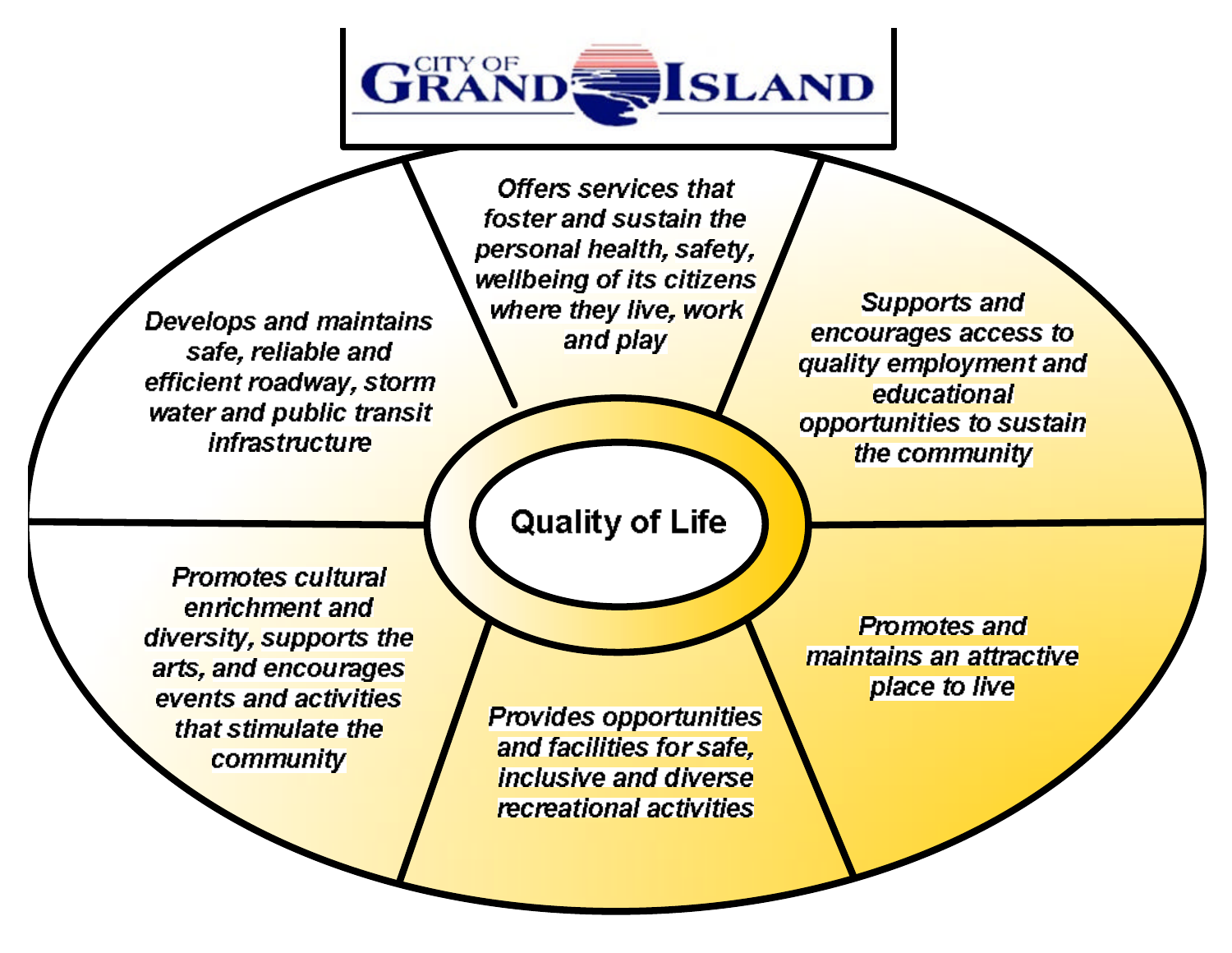CITY OF GRAND ISLAND

**Quality of Life**

*Offers services that foster and sustain the personal health, safety, wellbeing of its citizens where they live, work and play*

*Supports and encourages access to quality employment and educational opportunities to sustain the community*

*Promotes and maintains an attractive place to live*

*Provides opportunities and facilities for safe, inclusive and diverse recreational activities*

*Promotes cultural enrichment and diversity, supports the arts, and encourages events and activities that stimulate the community*

*Develops and maintains safe, reliable and efficient roadway, storm water and public transit infrastructure*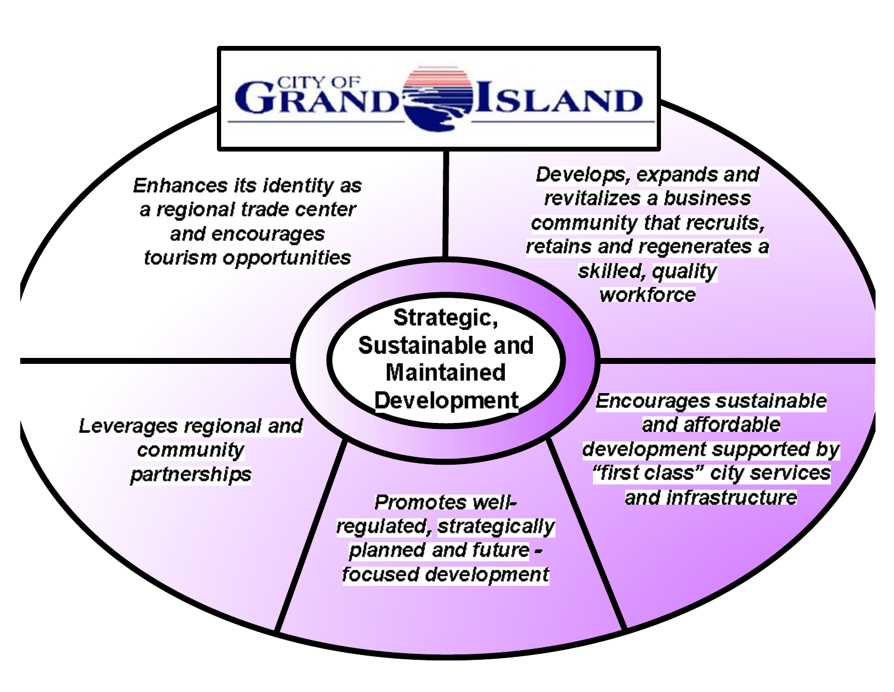# CITY OF GRAND ISLAND

**Strategic, Sustainable and Maintained Development**

- *Enhances its identity as a regional trade center and encourages tourism opportunities*
- *Develops, expands and revitalizes a business community that recruits, retains and regenerates a skilled, quality workforce*
- *Encourages sustainable and affordable development supported by "first class" city services and infrastructure*
- *Promotes well-regulated, strategically planned and future - focused development*
- *Leverages regional and community partnerships*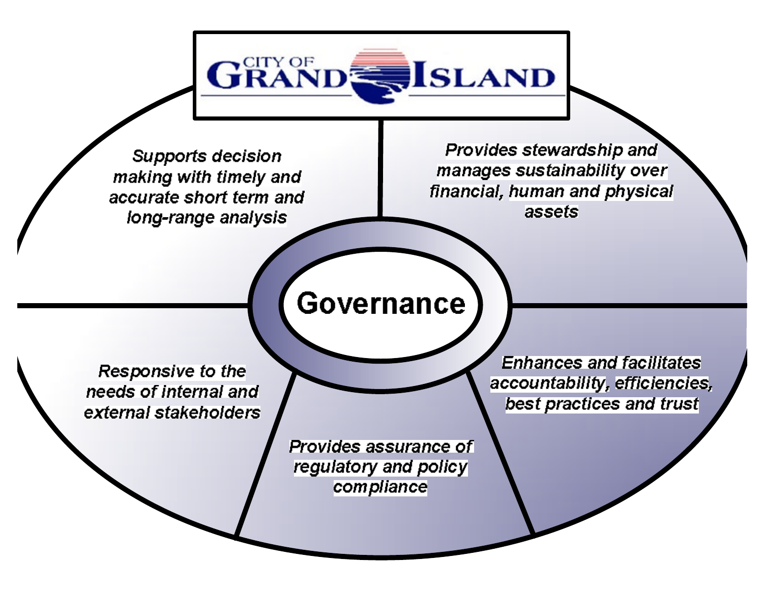CITY OF GRAND ISLAND

**Governance**

*Supports decision making with timely and accurate short term and long-range analysis*

*Provides stewardship and manages sustainability over financial, human and physical assets*

*Responsive to the needs of internal and external stakeholders*

*Provides assurance of regulatory and policy compliance*

*Enhances and facilitates accountability, efficiencies, best practices and trust*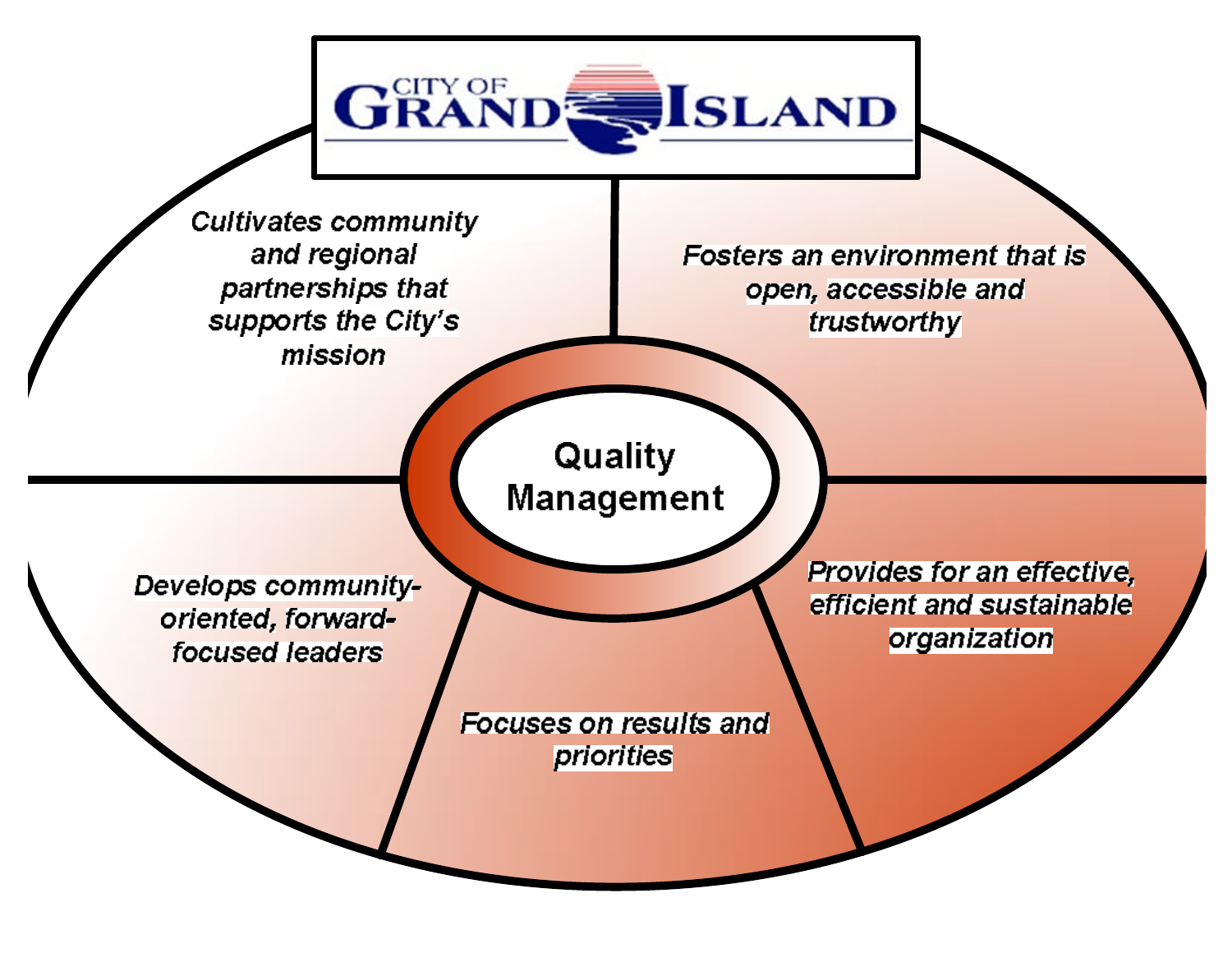CITY OF GRAND ISLAND

Quality Management

*Cultivates community and regional partnerships that supports the City's mission*

*Fosters an environment that is open, accessible and trustworthy*

*Develops community-oriented, forward-focused leaders*

*Focuses on results and priorities*

*Provides for an effective, efficient and sustainable organization*